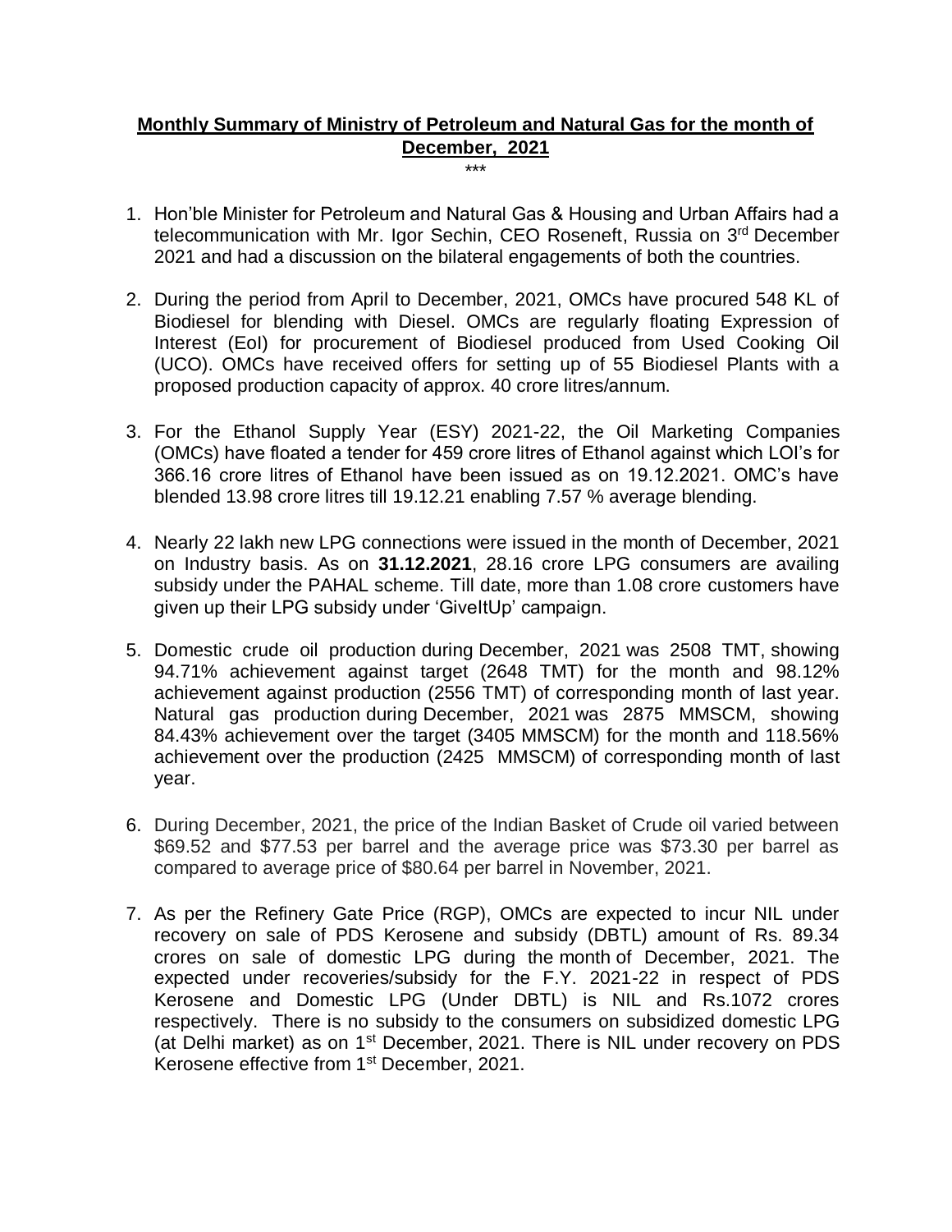# Monthly Summary of Ministry of Petroleum and Natural Gas for the month of December, 2021

\*\*\*

1. Hon'ble Minister for Petroleum and Natural Gas & Housing and Urban Affairs had a telecommunication with Mr. Igor Sechin, CEO Roseneft, Russia on 3rd December 2021 and had a discussion on the bilateral engagements of both the countries.

2. During the period from April to December, 2021, OMCs have procured 548 KL of Biodiesel for blending with Diesel. OMCs are regularly floating Expression of Interest (EoI) for procurement of Biodiesel produced from Used Cooking Oil (UCO). OMCs have received offers for setting up of 55 Biodiesel Plants with a proposed production capacity of approx. 40 crore litres/annum.

3. For the Ethanol Supply Year (ESY) 2021-22, the Oil Marketing Companies (OMCs) have floated a tender for 459 crore litres of Ethanol against which LOI's for 366.16 crore litres of Ethanol have been issued as on 19.12.2021. OMC's have blended 13.98 crore litres till 19.12.21 enabling 7.57 % average blending.

4. Nearly 22 lakh new LPG connections were issued in the month of December, 2021 on Industry basis. As on **31.12.2021**, 28.16 crore LPG consumers are availing subsidy under the PAHAL scheme. Till date, more than 1.08 crore customers have given up their LPG subsidy under 'GiveItUp' campaign.

5. Domestic crude oil production during December, 2021 was 2508 TMT, showing 94.71% achievement against target (2648 TMT) for the month and 98.12% achievement against production (2556 TMT) of corresponding month of last year. Natural gas production during December, 2021 was 2875 MMSCM, showing 84.43% achievement over the target (3405 MMSCM) for the month and 118.56% achievement over the production (2425 MMSCM) of corresponding month of last year.

6. During December, 2021, the price of the Indian Basket of Crude oil varied between $69.52 and $77.53 per barrel and the average price was $73.30 per barrel as compared to average price of $80.64 per barrel in November, 2021.

7. As per the Refinery Gate Price (RGP), OMCs are expected to incur NIL under recovery on sale of PDS Kerosene and subsidy (DBTL) amount of Rs. 89.34 crores on sale of domestic LPG during the month of December, 2021. The expected under recoveries/subsidy for the F.Y. 2021-22 in respect of PDS Kerosene and Domestic LPG (Under DBTL) is NIL and Rs.1072 crores respectively. There is no subsidy to the consumers on subsidized domestic LPG (at Delhi market) as on 1st December, 2021. There is NIL under recovery on PDS Kerosene effective from 1st December, 2021.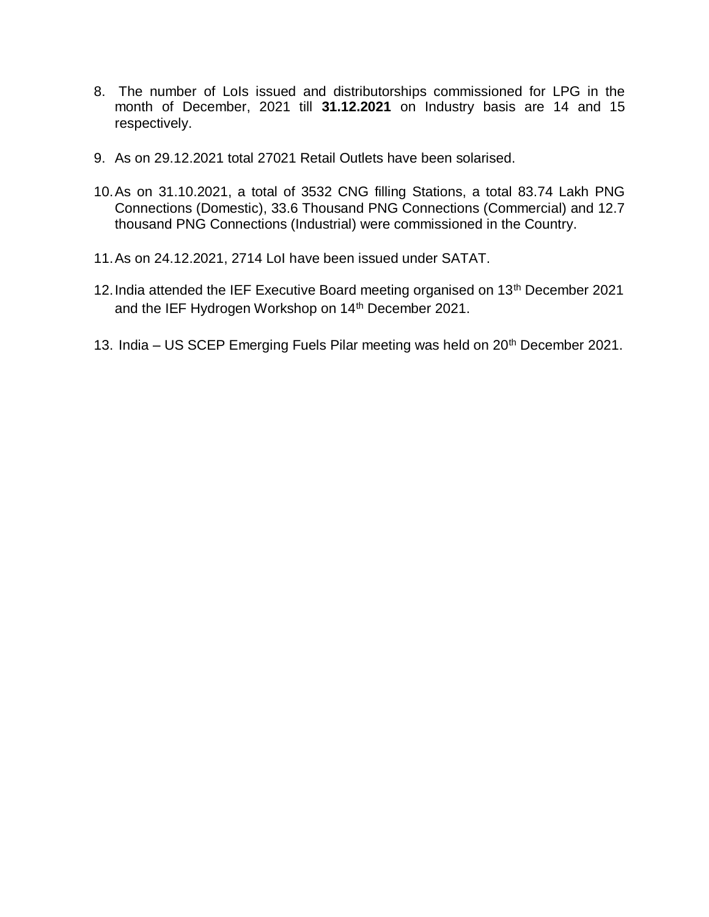8. The number of LoIs issued and distributorships commissioned for LPG in the month of December, 2021 till **31.12.2021** on Industry basis are 14 and 15 respectively.

9. As on 29.12.2021 total 27021 Retail Outlets have been solarised.

10. As on 31.10.2021, a total of 3532 CNG filling Stations, a total 83.74 Lakh PNG Connections (Domestic), 33.6 Thousand PNG Connections (Commercial) and 12.7 thousand PNG Connections (Industrial) were commissioned in the Country.

11. As on 24.12.2021, 2714 LoI have been issued under SATAT.

12. India attended the IEF Executive Board meeting organised on 13th December 2021 and the IEF Hydrogen Workshop on 14th December 2021.

13. India – US SCEP Emerging Fuels Pilar meeting was held on 20th December 2021.